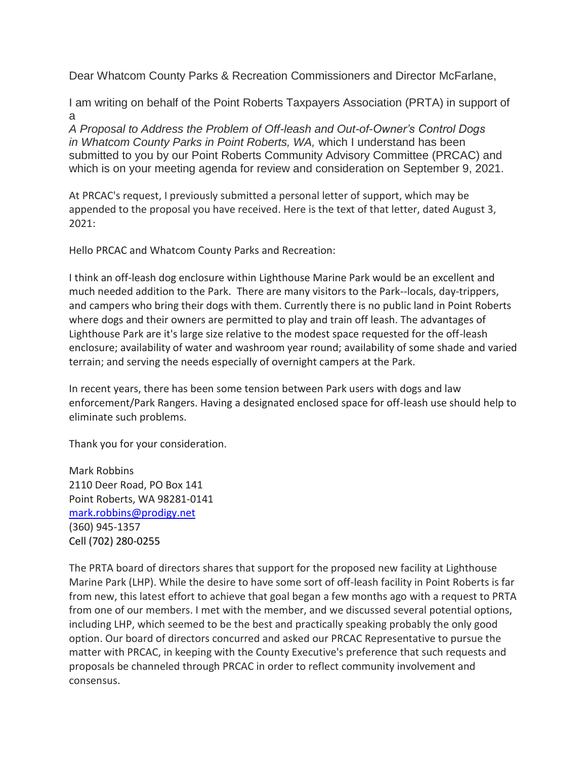Dear Whatcom County Parks & Recreation Commissioners and Director McFarlane,

I am writing on behalf of the Point Roberts Taxpayers Association (PRTA) in support of a *A Proposal to Address the Problem of Off-leash and Out-of-Owner's Control Dogs in Whatcom County Parks in Point Roberts, WA,* which I understand has been submitted to you by our Point Roberts Community Advisory Committee (PRCAC) and which is on your meeting agenda for review and consideration on September 9, 2021.

At PRCAC's request, I previously submitted a personal letter of support, which may be appended to the proposal you have received. Here is the text of that letter, dated August 3, 2021:

Hello PRCAC and Whatcom County Parks and Recreation:

I think an off-leash dog enclosure within Lighthouse Marine Park would be an excellent and much needed addition to the Park. There are many visitors to the Park--locals, day-trippers, and campers who bring their dogs with them. Currently there is no public land in Point Roberts where dogs and their owners are permitted to play and train off leash. The advantages of Lighthouse Park are it's large size relative to the modest space requested for the off-leash enclosure; availability of water and washroom year round; availability of some shade and varied terrain; and serving the needs especially of overnight campers at the Park.

In recent years, there has been some tension between Park users with dogs and law enforcement/Park Rangers. Having a designated enclosed space for off-leash use should help to eliminate such problems.

Thank you for your consideration.

Mark Robbins
2110 Deer Road, PO Box 141
Point Roberts, WA 98281-0141
mark.robbins@prodigy.net
(360) 945-1357
Cell (702) 280-0255

The PRTA board of directors shares that support for the proposed new facility at Lighthouse Marine Park (LHP). While the desire to have some sort of off-leash facility in Point Roberts is far from new, this latest effort to achieve that goal began a few months ago with a request to PRTA from one of our members. I met with the member, and we discussed several potential options, including LHP, which seemed to be the best and practically speaking probably the only good option. Our board of directors concurred and asked our PRCAC Representative to pursue the matter with PRCAC, in keeping with the County Executive's preference that such requests and proposals be channeled through PRCAC in order to reflect community involvement and consensus.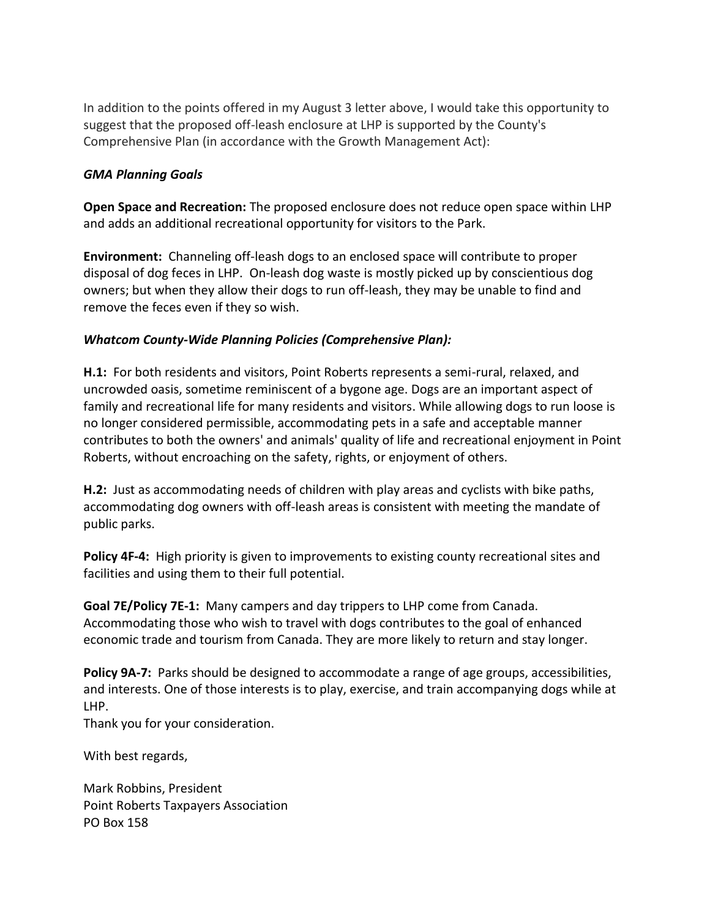In addition to the points offered in my August 3 letter above, I would take this opportunity to suggest that the proposed off-leash enclosure at LHP is supported by the County's Comprehensive Plan (in accordance with the Growth Management Act):

***GMA Planning Goals***

**Open Space and Recreation:** The proposed enclosure does not reduce open space within LHP and adds an additional recreational opportunity for visitors to the Park.

**Environment:** Channeling off-leash dogs to an enclosed space will contribute to proper disposal of dog feces in LHP. On-leash dog waste is mostly picked up by conscientious dog owners; but when they allow their dogs to run off-leash, they may be unable to find and remove the feces even if they so wish.

***Whatcom County-Wide Planning Policies (Comprehensive Plan):***

**H.1:** For both residents and visitors, Point Roberts represents a semi-rural, relaxed, and uncrowded oasis, sometime reminiscent of a bygone age. Dogs are an important aspect of family and recreational life for many residents and visitors. While allowing dogs to run loose is no longer considered permissible, accommodating pets in a safe and acceptable manner contributes to both the owners' and animals' quality of life and recreational enjoyment in Point Roberts, without encroaching on the safety, rights, or enjoyment of others.

**H.2:** Just as accommodating needs of children with play areas and cyclists with bike paths, accommodating dog owners with off-leash areas is consistent with meeting the mandate of public parks.

**Policy 4F-4:** High priority is given to improvements to existing county recreational sites and facilities and using them to their full potential.

**Goal 7E/Policy 7E-1:** Many campers and day trippers to LHP come from Canada. Accommodating those who wish to travel with dogs contributes to the goal of enhanced economic trade and tourism from Canada. They are more likely to return and stay longer.

**Policy 9A-7:** Parks should be designed to accommodate a range of age groups, accessibilities, and interests. One of those interests is to play, exercise, and train accompanying dogs while at LHP.

Thank you for your consideration.

With best regards,

Mark Robbins, President
Point Roberts Taxpayers Association
PO Box 158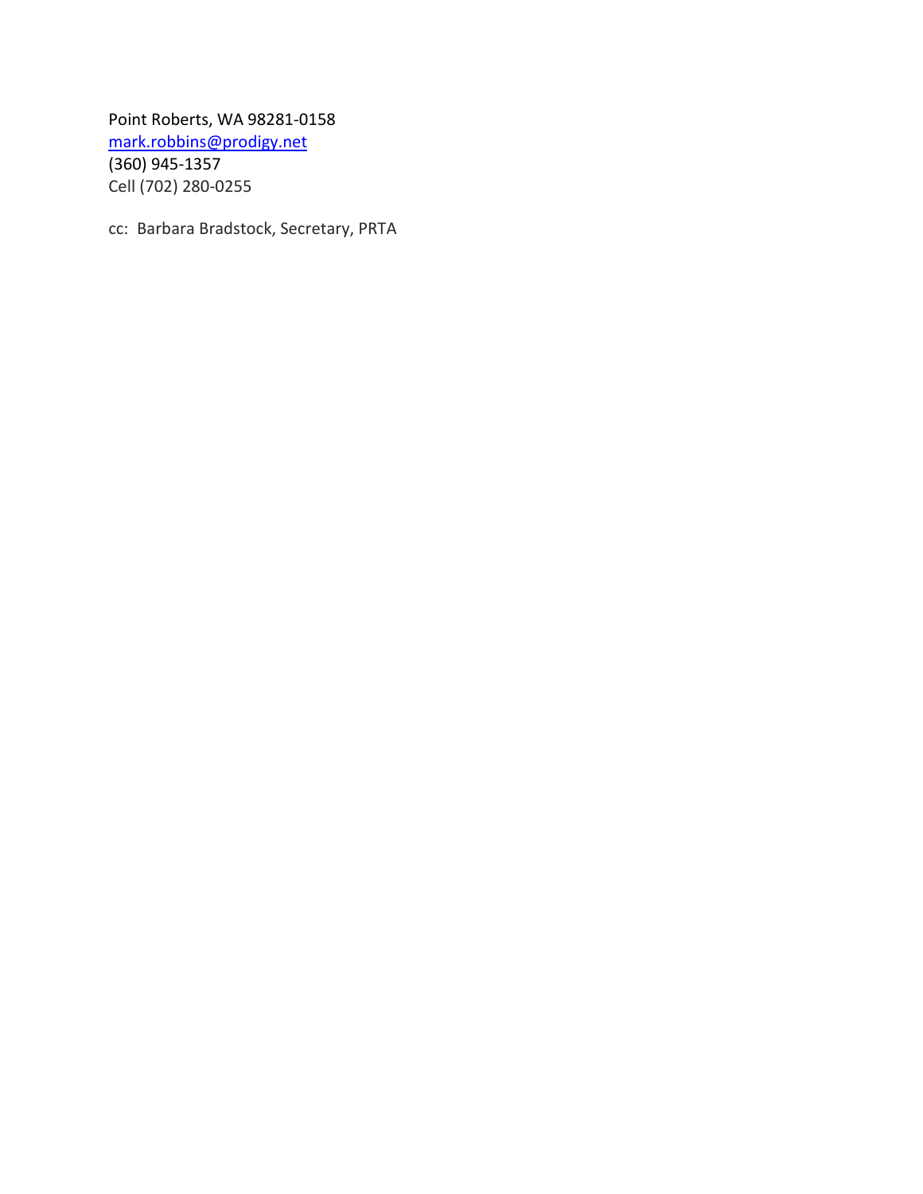Point Roberts, WA 98281-0158
mark.robbins@prodigy.net
(360) 945-1357
Cell (702) 280-0255

cc: Barbara Bradstock, Secretary, PRTA